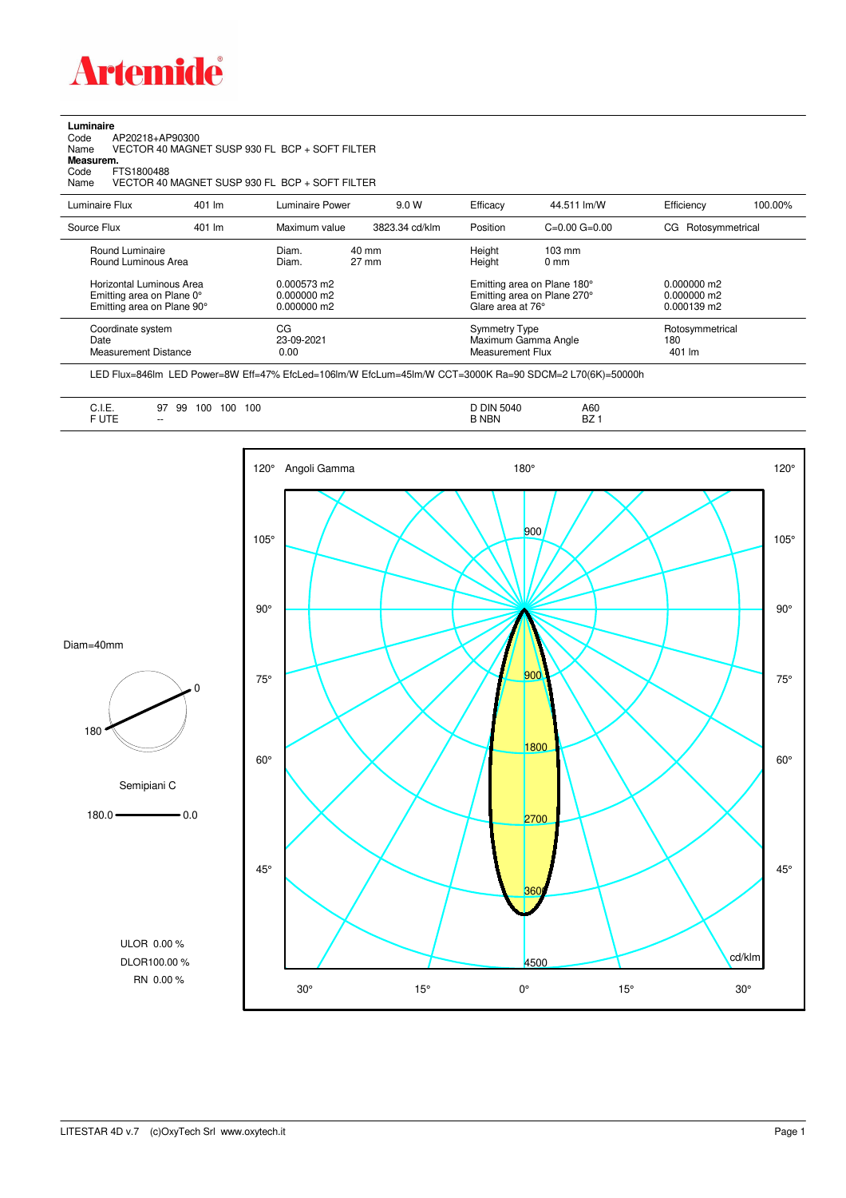Artemide

**Luminaire**
Code AP20218+AP90300
Name VECTOR 40 MAGNET SUSP 930 FL BCP + SOFT FILTER
**Measurem.**
Code FTS1800488
Name VECTOR 40 MAGNET SUSP 930 FL BCP + SOFT FILTER

| | | | | | | | |
|---|---|---|---|---|---|---|---|
| Luminaire Flux | 401 lm | Luminaire Power | 9.0 W | Efficacy | 44.511 lm/W | Efficiency | 100.00% |
| Source Flux | 401 lm | Maximum value | 3823.34 cd/klm | Position | C=0.00 G=0.00 | CG | Rotosymmetrical |

| | | | | | |
|---|---|---|---|---|---|
| Round Luminaire | Diam. | 40 mm | Height | 103 mm | |
| Round Luminous Area | Diam. | 27 mm | Height | 0 mm | |
| Horizontal Luminous Area | 0.000573 m2 | | Emitting area on Plane 180° | | 0.000000 m2 |
| Emitting area on Plane 0° | 0.000000 m2 | | Emitting area on Plane 270° | | 0.000000 m2 |
| Emitting area on Plane 90° | 0.000000 m2 | | Glare area at 76° | | 0.000139 m2 |

| | | | |
|---|---|---|---|
| Coordinate system | CG | Symmetry Type | Rotosymmetrical |
| Date | 23-09-2021 | Maximum Gamma Angle | 180 |
| Measurement Distance | 0.00 | Measurement Flux | 401 lm |

LED Flux=846lm LED Power=8W Eff=47% EfcLed=106lm/W EfcLum=45lm/W CCT=3000K Ra=90 SDCM=2 L70(6K)=50000h

| | | | |
|---|---|---|---|
| C.I.E. | 97 99 100 100 100 | D DIN 5040 | A60 |
| F UTE | -- | B NBN | BZ 1 |

Diam=40mm

180
0

Semipiani C

180.0
0.0

ULOR 0.00 %
DLOR100.00 %
RN 0.00 %

120° Angoli Gamma 180° 120°
105° 105°
90° 90°
75° 75°
60° 60°
45° 45°
30° 15° 0° 15° 30°
900
900
1800
2700
3600
4500
cd/klm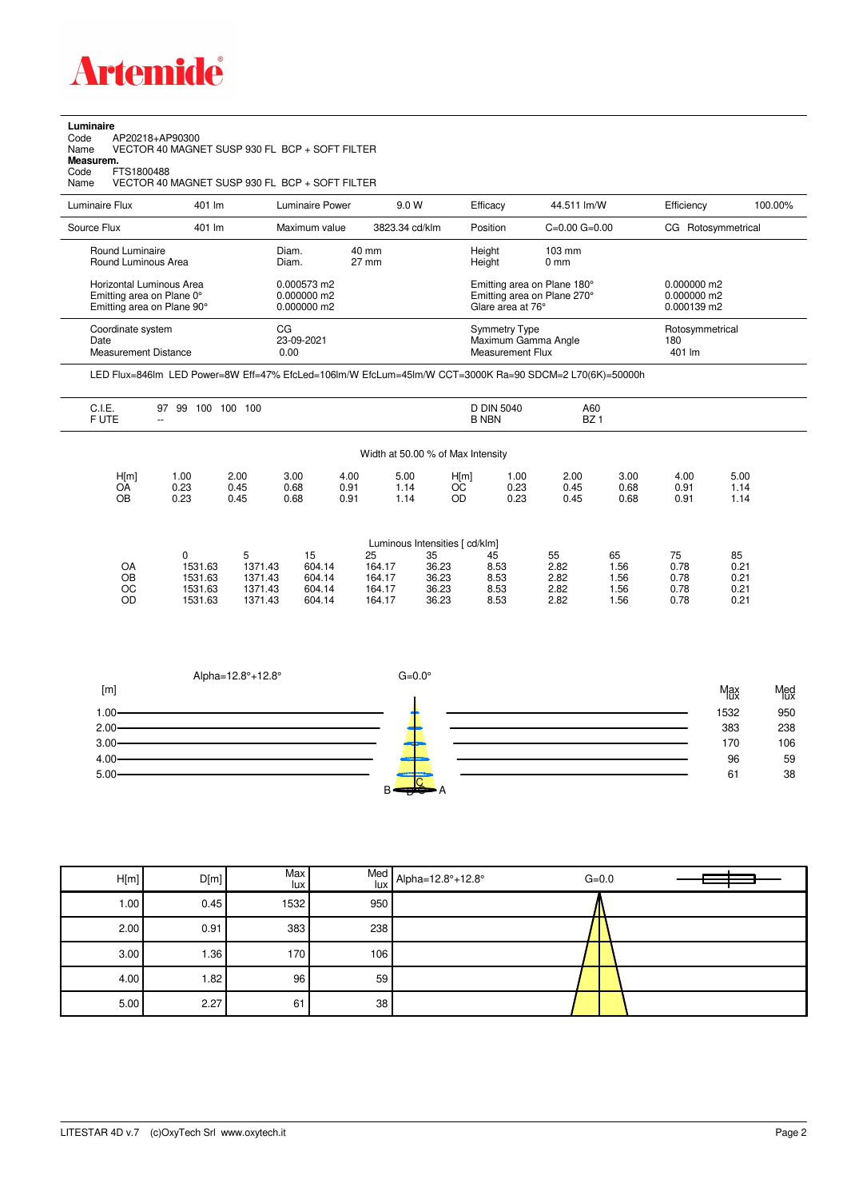# Artemide

**Luminaire**
Code AP20218+AP90300
Name VECTOR 40 MAGNET SUSP 930 FL BCP + SOFT FILTER
**Measurem.**
Code FTS1800488
Name VECTOR 40 MAGNET SUSP 930 FL BCP + SOFT FILTER

| | | | | | | | |
|---|---|---|---|---|---|---|---|
| Luminaire Flux | 401 lm | Luminaire Power | 9.0 W | Efficacy | 44.511 lm/W | Efficiency | 100.00% |
| Source Flux | 401 lm | Maximum value | 3823.34 cd/klm | Position | C=0.00 G=0.00 | CG Rotosymmetrical | |

| | | | | | |
|---|---|---|---|---|---|
| Round Luminaire | Diam. | 40 mm | Height | 103 mm | |
| Round Luminous Area | Diam. | 27 mm | Height | 0 mm | |
| Horizontal Luminous Area | 0.000573 m2 | | Emitting area on Plane 180° | | 0.000000 m2 |
| Emitting area on Plane 0° | 0.000000 m2 | | Emitting area on Plane 270° | | 0.000000 m2 |
| Emitting area on Plane 90° | 0.000000 m2 | | Glare area at 76° | | 0.000139 m2 |
| Coordinate system | CG | | Symmetry Type | | Rotosymmetrical |
| Date | 23-09-2021 | | Maximum Gamma Angle | | 180 |
| Measurement Distance | 0.00 | | Measurement Flux | | 401 lm |

LED Flux=846lm LED Power=8W Eff=47% EfcLed=106lm/W EfcLum=45lm/W CCT=3000K Ra=90 SDCM=2 L70(6K)=50000h

| | | | |
|---|---|---|---|
| C.I.E. | 97 99 100 100 100 | D DIN 5040 | A60 |
| F UTE | -- | B NBN | BZ 1 |

Width at 50.00 % of Max Intensity

| H[m] | 1.00 | 2.00 | 3.00 | 4.00 | 5.00 | H[m] | 1.00 | 2.00 | 3.00 | 4.00 | 5.00 |
|---|---|---|---|---|---|---|---|---|---|---|---|
| OA | 0.23 | 0.45 | 0.68 | 0.91 | 1.14 | OC | 0.23 | 0.45 | 0.68 | 0.91 | 1.14 |
| OB | 0.23 | 0.45 | 0.68 | 0.91 | 1.14 | OD | 0.23 | 0.45 | 0.68 | 0.91 | 1.14 |

Luminous Intensities [ cd/klm]

| | 0 | 5 | 15 | 25 | 35 | 45 | 55 | 65 | 75 | 85 |
|---|---|---|---|---|---|---|---|---|---|---|
| OA | 1531.63 | 1371.43 | 604.14 | 164.17 | 36.23 | 8.53 | 2.82 | 1.56 | 0.78 | 0.21 |
| OB | 1531.63 | 1371.43 | 604.14 | 164.17 | 36.23 | 8.53 | 2.82 | 1.56 | 0.78 | 0.21 |
| OC | 1531.63 | 1371.43 | 604.14 | 164.17 | 36.23 | 8.53 | 2.82 | 1.56 | 0.78 | 0.21 |
| OD | 1531.63 | 1371.43 | 604.14 | 164.17 | 36.23 | 8.53 | 2.82 | 1.56 | 0.78 | 0.21 |

Alpha=12.8°+12.8°
G=0.0°
[m]
Max lux
Med lux
1.00 1532 950
2.00 383 238
3.00 170 106
4.00 96 59
5.00 61 38
B D C A

| H[m] | D[m] | Max lux | Med lux | Alpha=12.8°+12.8° G=0.0 |
|---|---|---|---|---|
| 1.00 | 0.45 | 1532 | 950 | |
| 2.00 | 0.91 | 383 | 238 | |
| 3.00 | 1.36 | 170 | 106 | |
| 4.00 | 1.82 | 96 | 59 | |
| 5.00 | 2.27 | 61 | 38 | |

LITESTAR 4D v.7 (c)OxyTech Srl www.oxytech.it